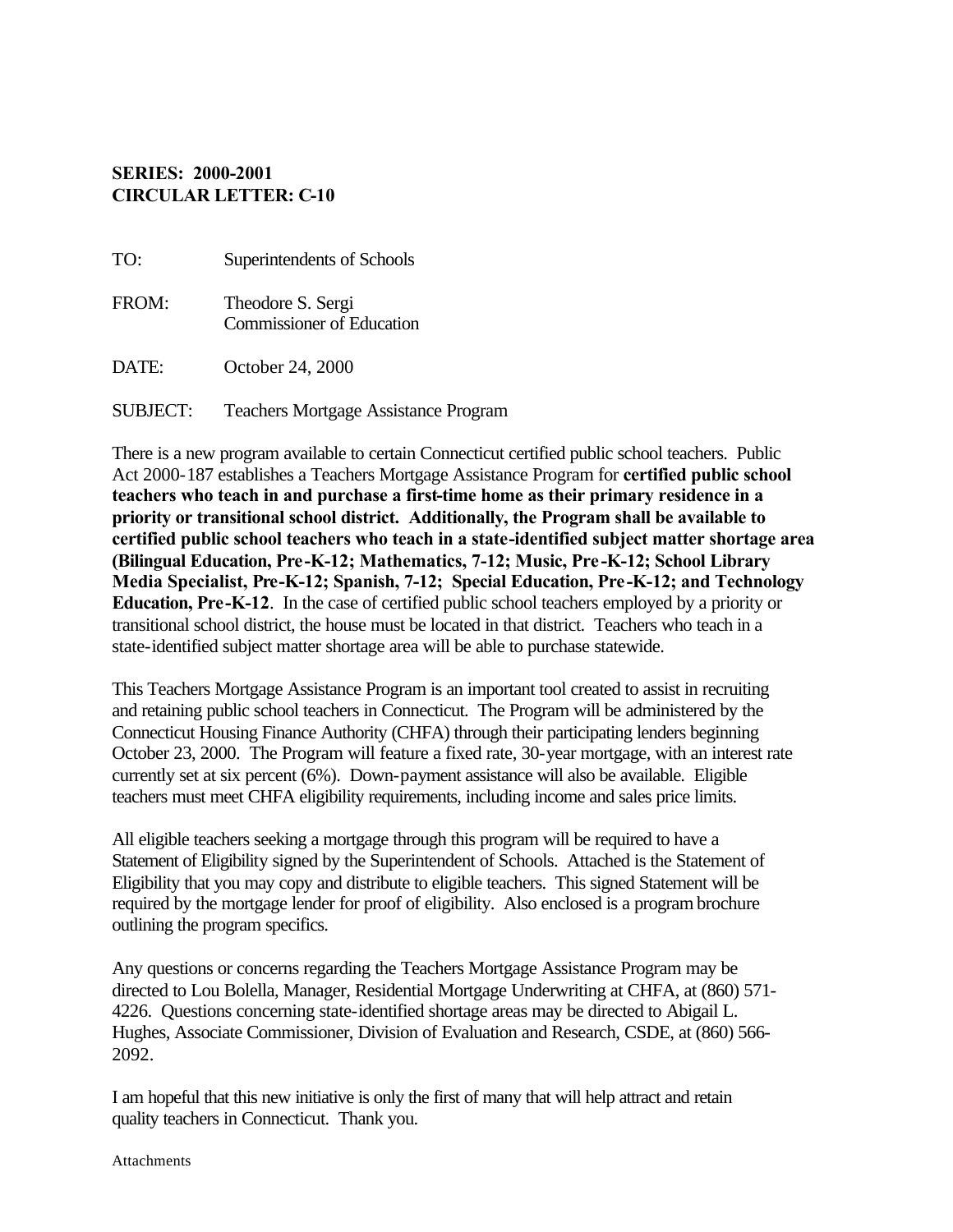**SERIES: 2000-2001**
**CIRCULAR LETTER: C-10**

TO: Superintendents of Schools

FROM: Theodore S. Sergi
Commissioner of Education

DATE: October 24, 2000

SUBJECT: Teachers Mortgage Assistance Program

There is a new program available to certain Connecticut certified public school teachers. Public Act 2000-187 establishes a Teachers Mortgage Assistance Program for **certified public school teachers who teach in and purchase a first-time home as their primary residence in a priority or transitional school district. Additionally, the Program shall be available to certified public school teachers who teach in a state-identified subject matter shortage area (Bilingual Education, Pre-K-12; Mathematics, 7-12; Music, Pre-K-12; School Library Media Specialist, Pre-K-12; Spanish, 7-12; Special Education, Pre-K-12; and Technology Education, Pre-K-12**. In the case of certified public school teachers employed by a priority or transitional school district, the house must be located in that district. Teachers who teach in a state-identified subject matter shortage area will be able to purchase statewide.

This Teachers Mortgage Assistance Program is an important tool created to assist in recruiting and retaining public school teachers in Connecticut. The Program will be administered by the Connecticut Housing Finance Authority (CHFA) through their participating lenders beginning October 23, 2000. The Program will feature a fixed rate, 30-year mortgage, with an interest rate currently set at six percent (6%). Down-payment assistance will also be available. Eligible teachers must meet CHFA eligibility requirements, including income and sales price limits.

All eligible teachers seeking a mortgage through this program will be required to have a Statement of Eligibility signed by the Superintendent of Schools. Attached is the Statement of Eligibility that you may copy and distribute to eligible teachers. This signed Statement will be required by the mortgage lender for proof of eligibility. Also enclosed is a program brochure outlining the program specifics.

Any questions or concerns regarding the Teachers Mortgage Assistance Program may be directed to Lou Bolella, Manager, Residential Mortgage Underwriting at CHFA, at (860) 571-4226. Questions concerning state-identified shortage areas may be directed to Abigail L. Hughes, Associate Commissioner, Division of Evaluation and Research, CSDE, at (860) 566-2092.

I am hopeful that this new initiative is only the first of many that will help attract and retain quality teachers in Connecticut. Thank you.

Attachments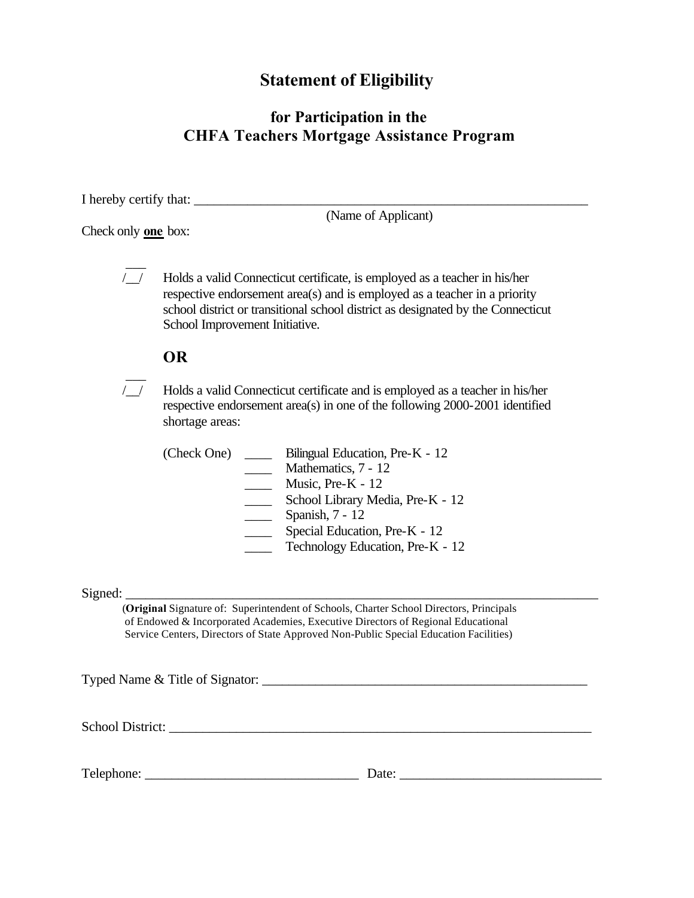# Statement of Eligibility

## for Participation in the
## CHFA Teachers Mortgage Assistance Program

I hereby certify that: ____________________________________________________________
(Name of Applicant)

Check only **one** box:

/__/ Holds a valid Connecticut certificate, is employed as a teacher in his/her respective endorsement area(s) and is employed as a teacher in a priority school district or transitional school district as designated by the Connecticut School Improvement Initiative.

**OR**

/__/ Holds a valid Connecticut certificate and is employed as a teacher in his/her respective endorsement area(s) in one of the following 2000-2001 identified shortage areas:

(Check One)
- ____ Bilingual Education, Pre-K - 12
- ____ Mathematics, 7 - 12
- ____ Music, Pre-K - 12
- ____ School Library Media, Pre-K - 12
- ____ Spanish, 7 - 12
- ____ Special Education, Pre-K - 12
- ____ Technology Education, Pre-K - 12

Signed: ______________________________________________________________________
(**Original** Signature of: Superintendent of Schools, Charter School Directors, Principals of Endowed & Incorporated Academies, Executive Directors of Regional Educational Service Centers, Directors of State Approved Non-Public Special Education Facilities)

Typed Name & Title of Signator: __________________________________________________

School District: _______________________________________________________________

Telephone: ______________________________ Date: ____________________________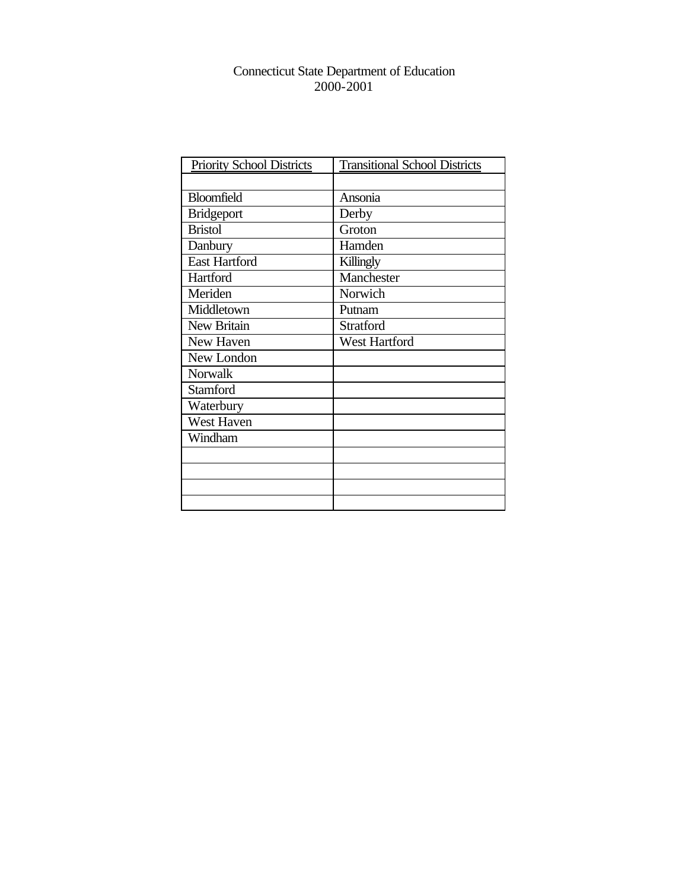Connecticut State Department of Education
2000-2001

| Priority School Districts | Transitional School Districts |
|---|---|
| | |
| Bloomfield | Ansonia |
| Bridgeport | Derby |
| Bristol | Groton |
| Danbury | Hamden |
| East Hartford | Killingly |
| Hartford | Manchester |
| Meriden | Norwich |
| Middletown | Putnam |
| New Britain | Stratford |
| New Haven | West Hartford |
| New London | |
| Norwalk | |
| Stamford | |
| Waterbury | |
| West Haven | |
| Windham | |
| | |
| | |
| | |
| | |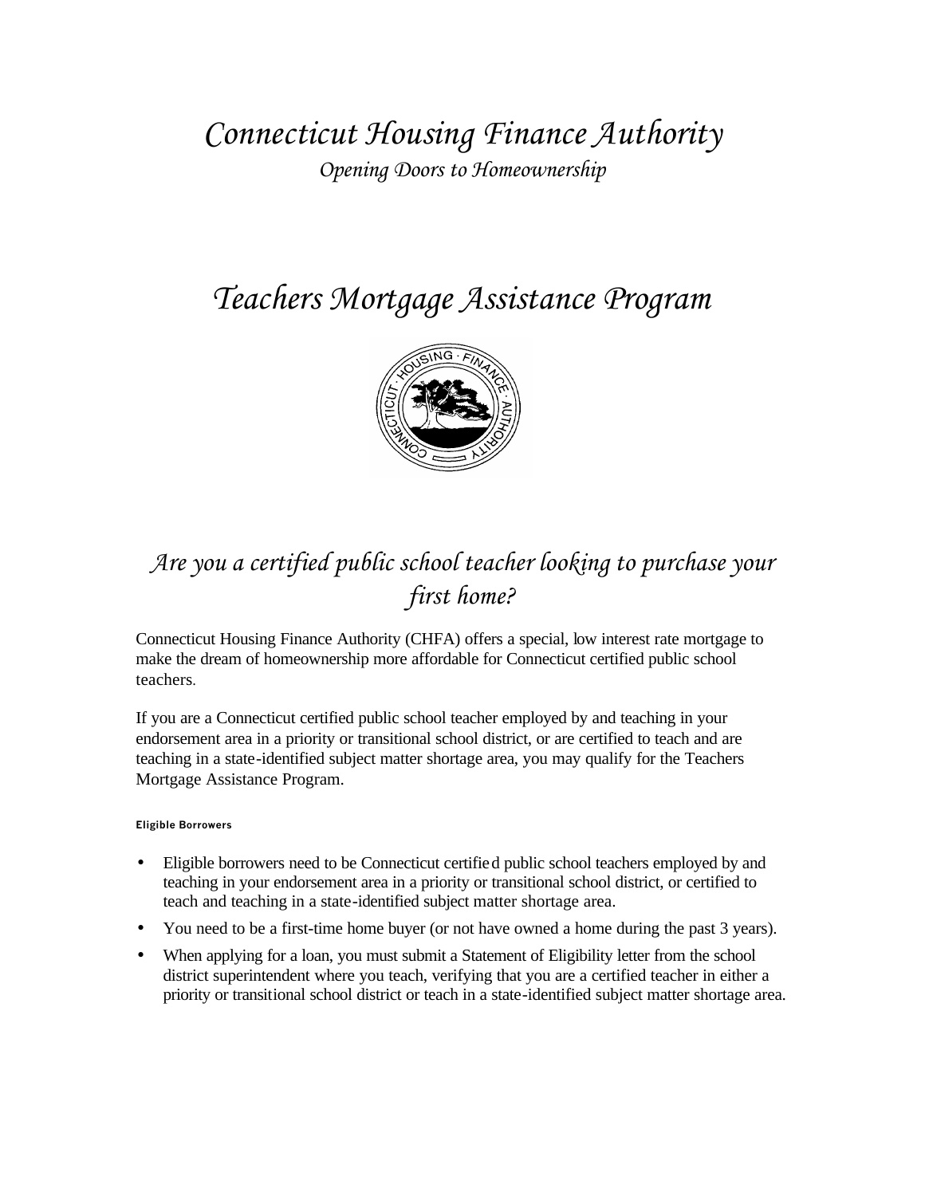# *Connecticut Housing Finance Authority*

*Opening Doors to Homeownership*

# *Teachers Mortgage Assistance Program*

## *Are you a certified public school teacher looking to purchase your first home?*

Connecticut Housing Finance Authority (CHFA) offers a special, low interest rate mortgage to make the dream of homeownership more affordable for Connecticut certified public school teachers.

If you are a Connecticut certified public school teacher employed by and teaching in your endorsement area in a priority or transitional school district, or are certified to teach and are teaching in a state-identified subject matter shortage area, you may qualify for the Teachers Mortgage Assistance Program.

#### Eligible Borrowers

- Eligible borrowers need to be Connecticut certified public school teachers employed by and teaching in your endorsement area in a priority or transitional school district, or certified to teach and teaching in a state-identified subject matter shortage area.
- You need to be a first-time home buyer (or not have owned a home during the past 3 years).
- When applying for a loan, you must submit a Statement of Eligibility letter from the school district superintendent where you teach, verifying that you are a certified teacher in either a priority or transitional school district or teach in a state-identified subject matter shortage area.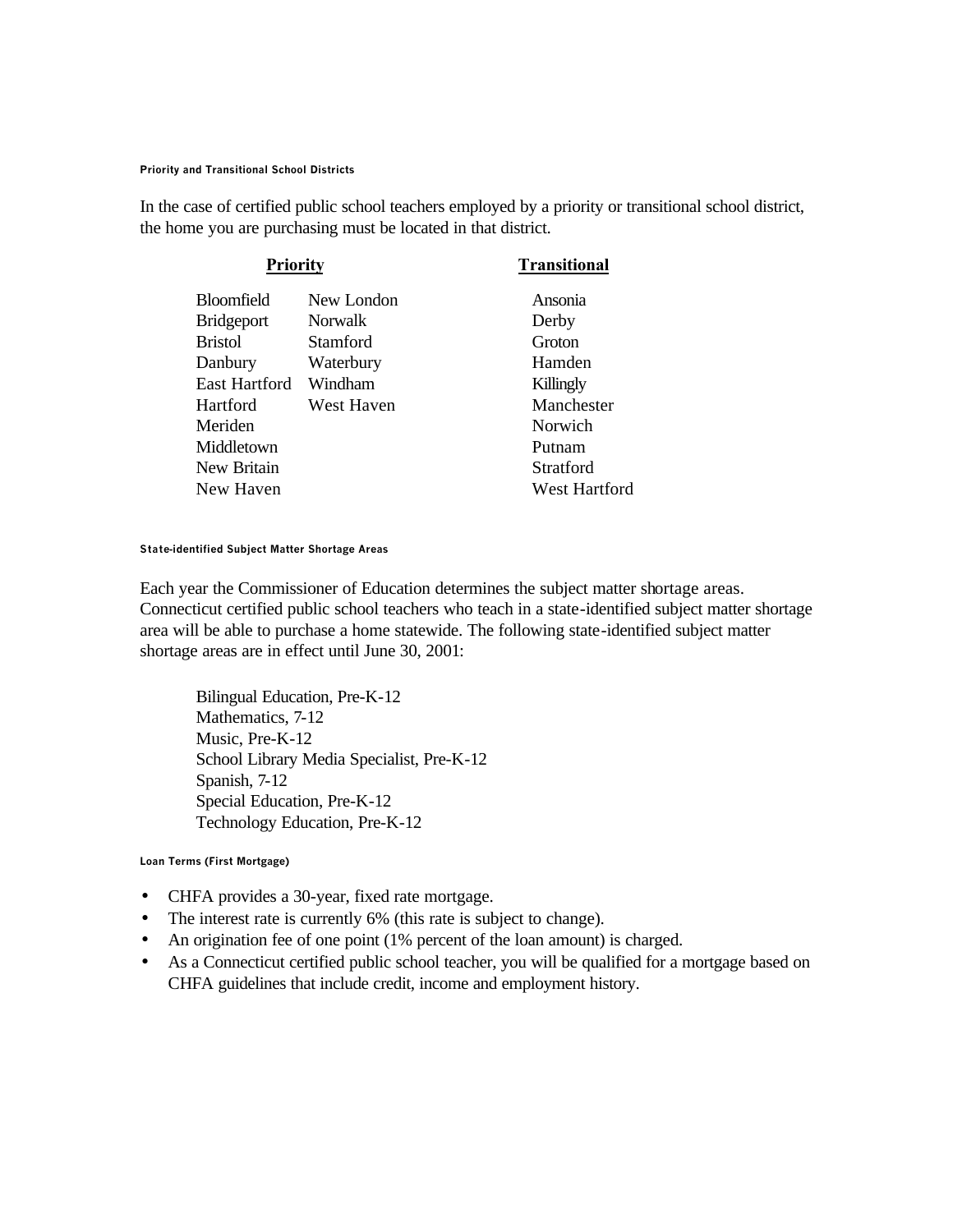#### Priority and Transitional School Districts

In the case of certified public school teachers employed by a priority or transitional school district, the home you are purchasing must be located in that district.

| Priority | | Transitional |
|---|---|---|
| Bloomfield | New London | Ansonia |
| Bridgeport | Norwalk | Derby |
| Bristol | Stamford | Groton |
| Danbury | Waterbury | Hamden |
| East Hartford | Windham | Killingly |
| Hartford | West Haven | Manchester |
| Meriden | | Norwich |
| Middletown | | Putnam |
| New Britain | | Stratford |
| New Haven | | West Hartford |

#### State-identified Subject Matter Shortage Areas

Each year the Commissioner of Education determines the subject matter shortage areas. Connecticut certified public school teachers who teach in a state-identified subject matter shortage area will be able to purchase a home statewide. The following state-identified subject matter shortage areas are in effect until June 30, 2001:

- Bilingual Education, Pre-K-12
- Mathematics, 7-12
- Music, Pre-K-12
- School Library Media Specialist, Pre-K-12
- Spanish, 7-12
- Special Education, Pre-K-12
- Technology Education, Pre-K-12

#### Loan Terms (First Mortgage)

- CHFA provides a 30-year, fixed rate mortgage.
- The interest rate is currently 6% (this rate is subject to change).
- An origination fee of one point (1% percent of the loan amount) is charged.
- As a Connecticut certified public school teacher, you will be qualified for a mortgage based on CHFA guidelines that include credit, income and employment history.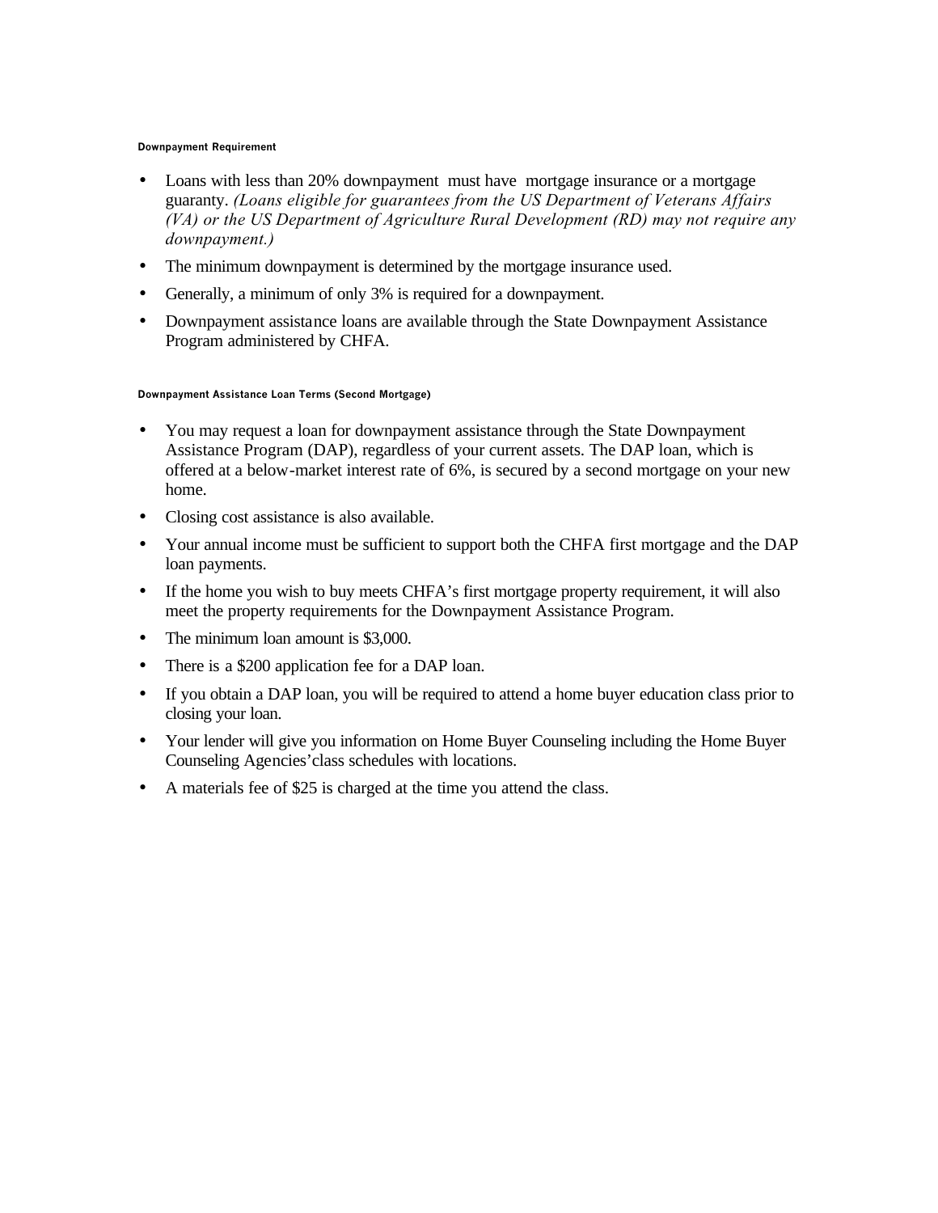### Downpayment Requirement

- Loans with less than 20% downpayment must have mortgage insurance or a mortgage guaranty. *(Loans eligible for guarantees from the US Department of Veterans Affairs (VA) or the US Department of Agriculture Rural Development (RD) may not require any downpayment.)*
- The minimum downpayment is determined by the mortgage insurance used.
- Generally, a minimum of only 3% is required for a downpayment.
- Downpayment assistance loans are available through the State Downpayment Assistance Program administered by CHFA.

### Downpayment Assistance Loan Terms (Second Mortgage)

- You may request a loan for downpayment assistance through the State Downpayment Assistance Program (DAP), regardless of your current assets. The DAP loan, which is offered at a below-market interest rate of 6%, is secured by a second mortgage on your new home.
- Closing cost assistance is also available.
- Your annual income must be sufficient to support both the CHFA first mortgage and the DAP loan payments.
- If the home you wish to buy meets CHFA's first mortgage property requirement, it will also meet the property requirements for the Downpayment Assistance Program.
- The minimum loan amount is $3,000.
- There is a $200 application fee for a DAP loan.
- If you obtain a DAP loan, you will be required to attend a home buyer education class prior to closing your loan.
- Your lender will give you information on Home Buyer Counseling including the Home Buyer Counseling Agencies' class schedules with locations.
- A materials fee of $25 is charged at the time you attend the class.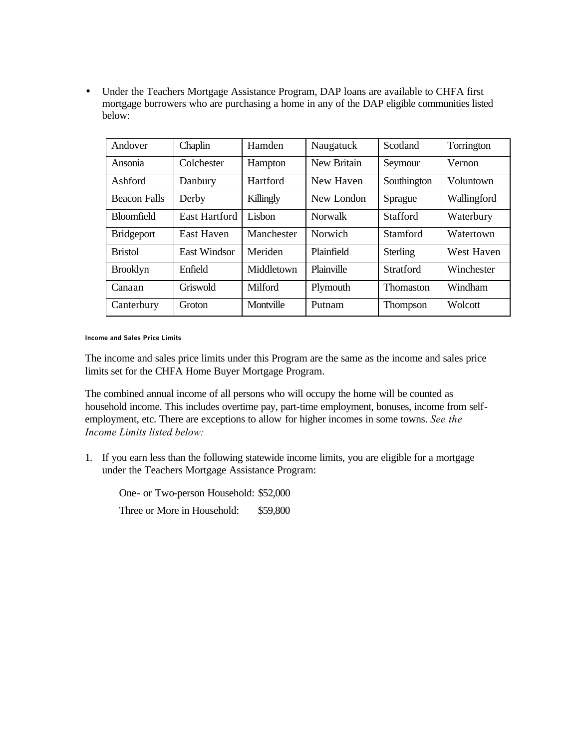- Under the Teachers Mortgage Assistance Program, DAP loans are available to CHFA first mortgage borrowers who are purchasing a home in any of the DAP eligible communities listed below:

| | | | | | |
|---|---|---|---|---|---|
| Andover | Chaplin | Hamden | Naugatuck | Scotland | Torrington |
| Ansonia | Colchester | Hampton | New Britain | Seymour | Vernon |
| Ashford | Danbury | Hartford | New Haven | Southington | Voluntown |
| Beacon Falls | Derby | Killingly | New London | Sprague | Wallingford |
| Bloomfield | East Hartford | Lisbon | Norwalk | Stafford | Waterbury |
| Bridgeport | East Haven | Manchester | Norwich | Stamford | Watertown |
| Bristol | East Windsor | Meriden | Plainfield | Sterling | West Haven |
| Brooklyn | Enfield | Middletown | Plainville | Stratford | Winchester |
| Canaan | Griswold | Milford | Plymouth | Thomaston | Windham |
| Canterbury | Groton | Montville | Putnam | Thompson | Wolcott |

#### Income and Sales Price Limits

The income and sales price limits under this Program are the same as the income and sales price limits set for the CHFA Home Buyer Mortgage Program.

The combined annual income of all persons who will occupy the home will be counted as household income. This includes overtime pay, part-time employment, bonuses, income from self-employment, etc. There are exceptions to allow for higher incomes in some towns. *See the Income Limits listed below:*

1. If you earn less than the following statewide income limits, you are eligible for a mortgage under the Teachers Mortgage Assistance Program:

   One- or Two-person Household: $52,000

   Three or More in Household: $59,800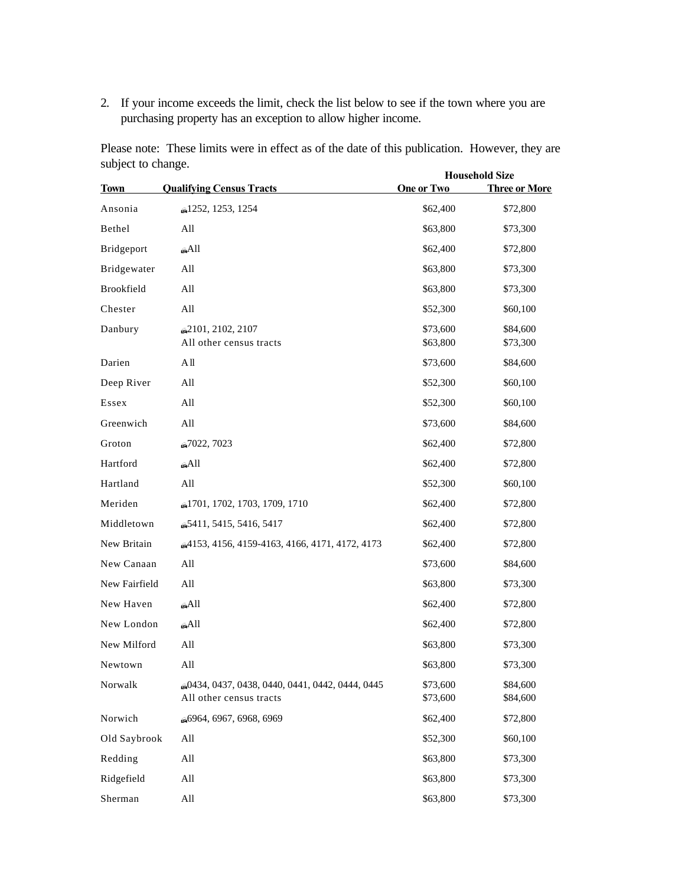2. If your income exceeds the limit, check the list below to see if the town where you are purchasing property has an exception to allow higher income.

Please note: These limits were in effect as of the date of this publication. However, they are subject to change.

| | | Household Size | |
|---|---|---|---|
| **Town** | **Qualifying Census Tracts** | **One or Two** | **Three or More** |
| Ansonia | 1252, 1253, 1254 | $62,400 | $72,800 |
| Bethel | All | $63,800 | $73,300 |
| Bridgeport | All | $62,400 | $72,800 |
| Bridgewater | All | $63,800 | $73,300 |
| Brookfield | All | $63,800 | $73,300 |
| Chester | All | $52,300 | $60,100 |
| Danbury | 2101, 2102, 2107 | $73,600 | $84,600 |
| | All other census tracts | $63,800 | $73,300 |
| Darien | All | $73,600 | $84,600 |
| Deep River | All | $52,300 | $60,100 |
| Essex | All | $52,300 | $60,100 |
| Greenwich | All | $73,600 | $84,600 |
| Groton | 7022, 7023 | $62,400 | $72,800 |
| Hartford | All | $62,400 | $72,800 |
| Hartland | All | $52,300 | $60,100 |
| Meriden | 1701, 1702, 1703, 1709, 1710 | $62,400 | $72,800 |
| Middletown | 5411, 5415, 5416, 5417 | $62,400 | $72,800 |
| New Britain | 4153, 4156, 4159-4163, 4166, 4171, 4172, 4173 | $62,400 | $72,800 |
| New Canaan | All | $73,600 | $84,600 |
| New Fairfield | All | $63,800 | $73,300 |
| New Haven | All | $62,400 | $72,800 |
| New London | All | $62,400 | $72,800 |
| New Milford | All | $63,800 | $73,300 |
| Newtown | All | $63,800 | $73,300 |
| Norwalk | 0434, 0437, 0438, 0440, 0441, 0442, 0444, 0445 | $73,600 | $84,600 |
| | All other census tracts | $73,600 | $84,600 |
| Norwich | 6964, 6967, 6968, 6969 | $62,400 | $72,800 |
| Old Saybrook | All | $52,300 | $60,100 |
| Redding | All | $63,800 | $73,300 |
| Ridgefield | All | $63,800 | $73,300 |
| Sherman | All | $63,800 | $73,300 |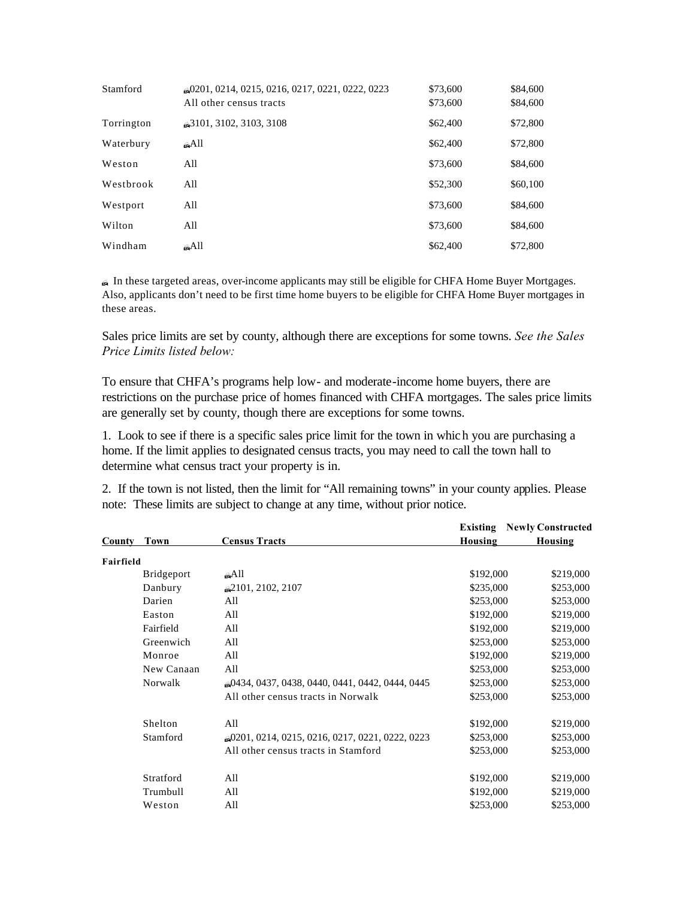| | | | |
|---|---|---|---|
| Stamford | ✉0201, 0214, 0215, 0216, 0217, 0221, 0222, 0223 | $73,600 | $84,600 |
| | All other census tracts | $73,600 | $84,600 |
| Torrington | ✉3101, 3102, 3103, 3108 | $62,400 | $72,800 |
| Waterbury | ✉All | $62,400 | $72,800 |
| Weston | All | $73,600 | $84,600 |
| Westbrook | All | $52,300 | $60,100 |
| Westport | All | $73,600 | $84,600 |
| Wilton | All | $73,600 | $84,600 |
| Windham | ✉All | $62,400 | $72,800 |

✉ In these targeted areas, over-income applicants may still be eligible for CHFA Home Buyer Mortgages. Also, applicants don't need to be first time home buyers to be eligible for CHFA Home Buyer mortgages in these areas.

Sales price limits are set by county, although there are exceptions for some towns. *See the Sales Price Limits listed below:*

To ensure that CHFA's programs help low- and moderate-income home buyers, there are restrictions on the purchase price of homes financed with CHFA mortgages. The sales price limits are generally set by county, though there are exceptions for some towns.

1. Look to see if there is a specific sales price limit for the town in which you are purchasing a home. If the limit applies to designated census tracts, you may need to call the town hall to determine what census tract your property is in.

2. If the town is not listed, then the limit for "All remaining towns" in your county applies. Please note: These limits are subject to change at any time, without prior notice.

| County | Town | Census Tracts | Existing Housing | Newly Constructed Housing |
|---|---|---|---|---|
| **Fairfield** | | | | |
| | Bridgeport | ✉All | $192,000 | $219,000 |
| | Danbury | ✉2101, 2102, 2107 | $235,000 | $253,000 |
| | Darien | All | $253,000 | $253,000 |
| | Easton | All | $192,000 | $219,000 |
| | Fairfield | All | $192,000 | $219,000 |
| | Greenwich | All | $253,000 | $253,000 |
| | Monroe | All | $192,000 | $219,000 |
| | New Canaan | All | $253,000 | $253,000 |
| | Norwalk | ✉0434, 0437, 0438, 0440, 0441, 0442, 0444, 0445 | $253,000 | $253,000 |
| | | All other census tracts in Norwalk | $253,000 | $253,000 |
| | Shelton | All | $192,000 | $219,000 |
| | Stamford | ✉0201, 0214, 0215, 0216, 0217, 0221, 0222, 0223 | $253,000 | $253,000 |
| | | All other census tracts in Stamford | $253,000 | $253,000 |
| | Stratford | All | $192,000 | $219,000 |
| | Trumbull | All | $192,000 | $219,000 |
| | Weston | All | $253,000 | $253,000 |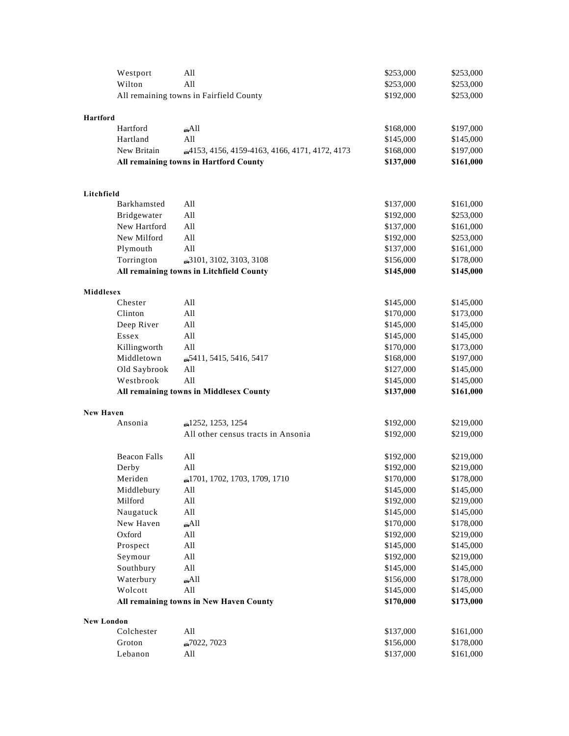| County | Town | Census Tracts | | |
|---|---|---|---|---|
| | Westport | All | $253,000 | $253,000 |
| | Wilton | All | $253,000 | $253,000 |
| | All remaining towns in Fairfield County | | $192,000 | $253,000 |
| **Hartford** | | | | |
| | Hartford | All | $168,000 | $197,000 |
| | Hartland | All | $145,000 | $145,000 |
| | New Britain | 4153, 4156, 4159-4163, 4166, 4171, 4172, 4173 | $168,000 | $197,000 |
| | **All remaining towns in Hartford County** | | **$137,000** | **$161,000** |
| **Litchfield** | | | | |
| | Barkhamsted | All | $137,000 | $161,000 |
| | Bridgewater | All | $192,000 | $253,000 |
| | New Hartford | All | $137,000 | $161,000 |
| | New Milford | All | $192,000 | $253,000 |
| | Plymouth | All | $137,000 | $161,000 |
| | Torrington | 3101, 3102, 3103, 3108 | $156,000 | $178,000 |
| | **All remaining towns in Litchfield County** | | **$145,000** | **$145,000** |
| **Middlesex** | | | | |
| | Chester | All | $145,000 | $145,000 |
| | Clinton | All | $170,000 | $173,000 |
| | Deep River | All | $145,000 | $145,000 |
| | Essex | All | $145,000 | $145,000 |
| | Killingworth | All | $170,000 | $173,000 |
| | Middletown | 5411, 5415, 5416, 5417 | $168,000 | $197,000 |
| | Old Saybrook | All | $127,000 | $145,000 |
| | Westbrook | All | $145,000 | $145,000 |
| | **All remaining towns in Middlesex County** | | **$137,000** | **$161,000** |
| **New Haven** | | | | |
| | Ansonia | 1252, 1253, 1254 | $192,000 | $219,000 |
| | | All other census tracts in Ansonia | $192,000 | $219,000 |
| | Beacon Falls | All | $192,000 | $219,000 |
| | Derby | All | $192,000 | $219,000 |
| | Meriden | 1701, 1702, 1703, 1709, 1710 | $170,000 | $178,000 |
| | Middlebury | All | $145,000 | $145,000 |
| | Milford | All | $192,000 | $219,000 |
| | Naugatuck | All | $145,000 | $145,000 |
| | New Haven | All | $170,000 | $178,000 |
| | Oxford | All | $192,000 | $219,000 |
| | Prospect | All | $145,000 | $145,000 |
| | Seymour | All | $192,000 | $219,000 |
| | Southbury | All | $145,000 | $145,000 |
| | Waterbury | All | $156,000 | $178,000 |
| | Wolcott | All | $145,000 | $145,000 |
| | **All remaining towns in New Haven County** | | **$170,000** | **$173,000** |
| **New London** | | | | |
| | Colchester | All | $137,000 | $161,000 |
| | Groton | 7022, 7023 | $156,000 | $178,000 |
| | Lebanon | All | $137,000 | $161,000 |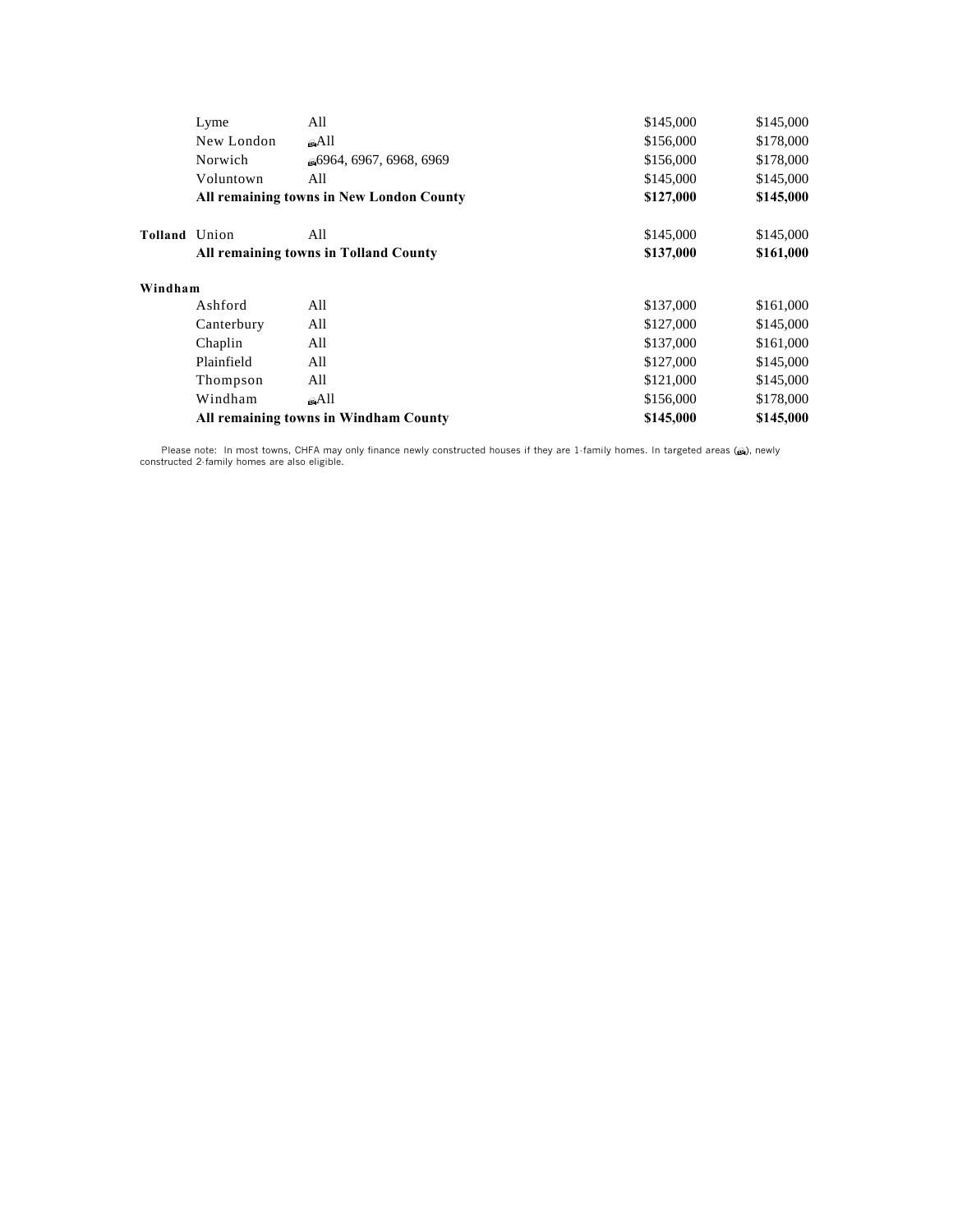| | | | | |
|---|---|---|---|---|
| | Lyme | All | $145,000 | $145,000 |
| | New London | 🏠All | $156,000 | $178,000 |
| | Norwich | 🏠6964, 6967, 6968, 6969 | $156,000 | $178,000 |
| | Voluntown | All | $145,000 | $145,000 |
| | **All remaining towns in New London County** | | **$127,000** | **$145,000** |
| **Tolland** | Union | All | $145,000 | $145,000 |
| | **All remaining towns in Tolland County** | | **$137,000** | **$161,000** |
| **Windham** | | | | |
| | Ashford | All | $137,000 | $161,000 |
| | Canterbury | All | $127,000 | $145,000 |
| | Chaplin | All | $137,000 | $161,000 |
| | Plainfield | All | $127,000 | $145,000 |
| | Thompson | All | $121,000 | $145,000 |
| | Windham | 🏠All | $156,000 | $178,000 |
| | **All remaining towns in Windham County** | | **$145,000** | **$145,000** |

Please note: In most towns, CHFA may only finance newly constructed houses if they are 1-family homes. In targeted areas (🏠), newly constructed 2-family homes are also eligible.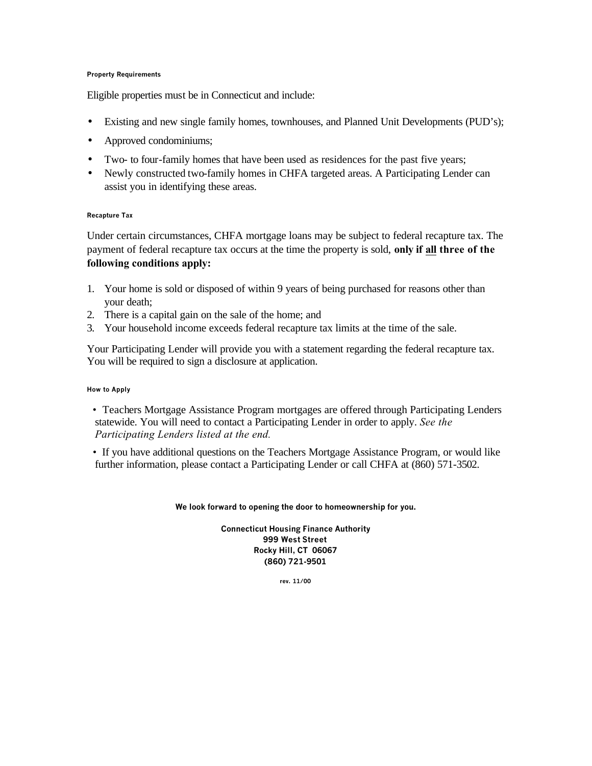### Property Requirements

Eligible properties must be in Connecticut and include:

- Existing and new single family homes, townhouses, and Planned Unit Developments (PUD's);
- Approved condominiums;
- Two- to four-family homes that have been used as residences for the past five years;
- Newly constructed two-family homes in CHFA targeted areas. A Participating Lender can assist you in identifying these areas.

### Recapture Tax

Under certain circumstances, CHFA mortgage loans may be subject to federal recapture tax. The payment of federal recapture tax occurs at the time the property is sold, **only if <u>all</u> three of the following conditions apply:**

1. Your home is sold or disposed of within 9 years of being purchased for reasons other than your death;
2. There is a capital gain on the sale of the home; and
3. Your household income exceeds federal recapture tax limits at the time of the sale.

Your Participating Lender will provide you with a statement regarding the federal recapture tax. You will be required to sign a disclosure at application.

### How to Apply

- Teachers Mortgage Assistance Program mortgages are offered through Participating Lenders statewide. You will need to contact a Participating Lender in order to apply. *See the Participating Lenders listed at the end.*
- If you have additional questions on the Teachers Mortgage Assistance Program, or would like further information, please contact a Participating Lender or call CHFA at (860) 571-3502.

**We look forward to opening the door to homeownership for you.**

**Connecticut Housing Finance Authority**
**999 West Street**
**Rocky Hill, CT 06067**
**(860) 721-9501**

rev. 11/00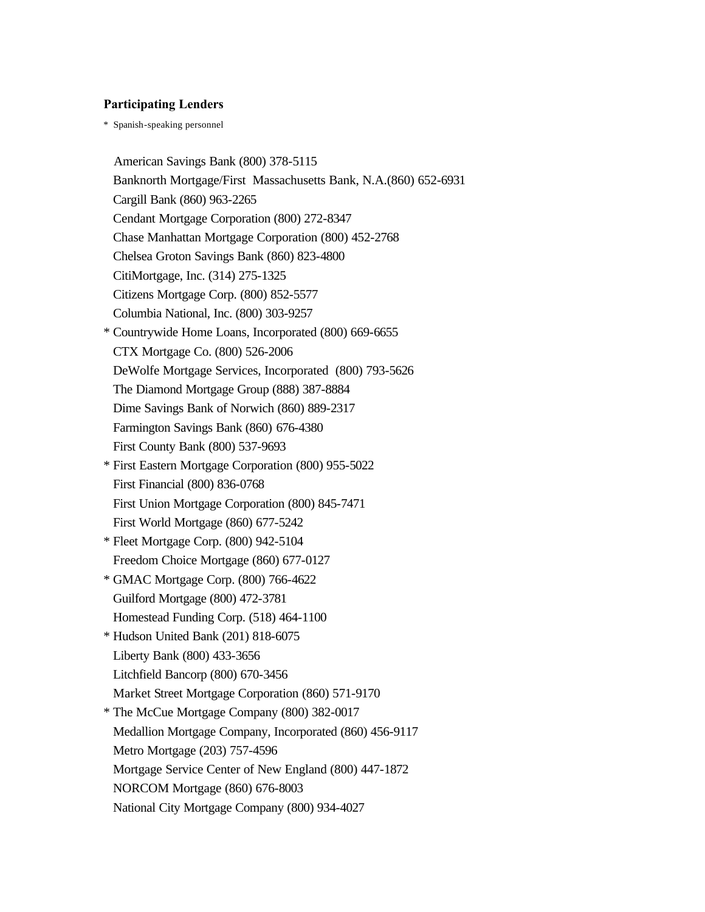**Participating Lenders**

* Spanish-speaking personnel

American Savings Bank (800) 378-5115
Banknorth Mortgage/First Massachusetts Bank, N.A.(860) 652-6931
Cargill Bank (860) 963-2265
Cendant Mortgage Corporation (800) 272-8347
Chase Manhattan Mortgage Corporation (800) 452-2768
Chelsea Groton Savings Bank (860) 823-4800
CitiMortgage, Inc. (314) 275-1325
Citizens Mortgage Corp. (800) 852-5577
Columbia National, Inc. (800) 303-9257
* Countrywide Home Loans, Incorporated (800) 669-6655
CTX Mortgage Co. (800) 526-2006
DeWolfe Mortgage Services, Incorporated (800) 793-5626
The Diamond Mortgage Group (888) 387-8884
Dime Savings Bank of Norwich (860) 889-2317
Farmington Savings Bank (860) 676-4380
First County Bank (800) 537-9693
* First Eastern Mortgage Corporation (800) 955-5022
First Financial (800) 836-0768
First Union Mortgage Corporation (800) 845-7471
First World Mortgage (860) 677-5242
* Fleet Mortgage Corp. (800) 942-5104
Freedom Choice Mortgage (860) 677-0127
* GMAC Mortgage Corp. (800) 766-4622
Guilford Mortgage (800) 472-3781
Homestead Funding Corp. (518) 464-1100
* Hudson United Bank (201) 818-6075
Liberty Bank (800) 433-3656
Litchfield Bancorp (800) 670-3456
Market Street Mortgage Corporation (860) 571-9170
* The McCue Mortgage Company (800) 382-0017
Medallion Mortgage Company, Incorporated (860) 456-9117
Metro Mortgage (203) 757-4596
Mortgage Service Center of New England (800) 447-1872
NORCOM Mortgage (860) 676-8003
National City Mortgage Company (800) 934-4027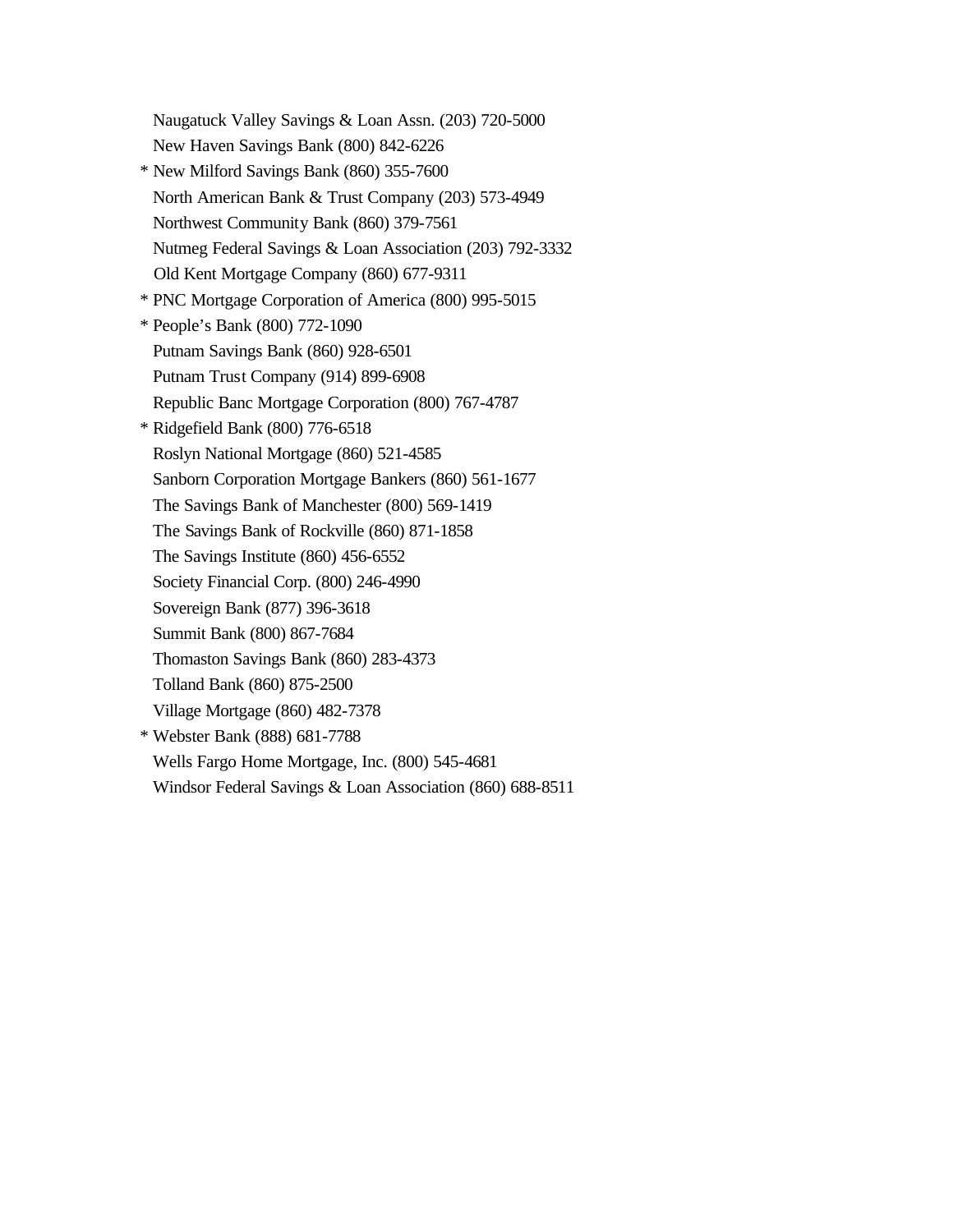Naugatuck Valley Savings & Loan Assn. (203) 720-5000
New Haven Savings Bank (800) 842-6226
* New Milford Savings Bank (860) 355-7600
North American Bank & Trust Company (203) 573-4949
Northwest Community Bank (860) 379-7561
Nutmeg Federal Savings & Loan Association (203) 792-3332
Old Kent Mortgage Company (860) 677-9311
* PNC Mortgage Corporation of America (800) 995-5015
* People's Bank (800) 772-1090
Putnam Savings Bank (860) 928-6501
Putnam Trust Company (914) 899-6908
Republic Banc Mortgage Corporation (800) 767-4787
* Ridgefield Bank (800) 776-6518
Roslyn National Mortgage (860) 521-4585
Sanborn Corporation Mortgage Bankers (860) 561-1677
The Savings Bank of Manchester (800) 569-1419
The Savings Bank of Rockville (860) 871-1858
The Savings Institute (860) 456-6552
Society Financial Corp. (800) 246-4990
Sovereign Bank (877) 396-3618
Summit Bank (800) 867-7684
Thomaston Savings Bank (860) 283-4373
Tolland Bank (860) 875-2500
Village Mortgage (860) 482-7378
* Webster Bank (888) 681-7788
Wells Fargo Home Mortgage, Inc. (800) 545-4681
Windsor Federal Savings & Loan Association (860) 688-8511